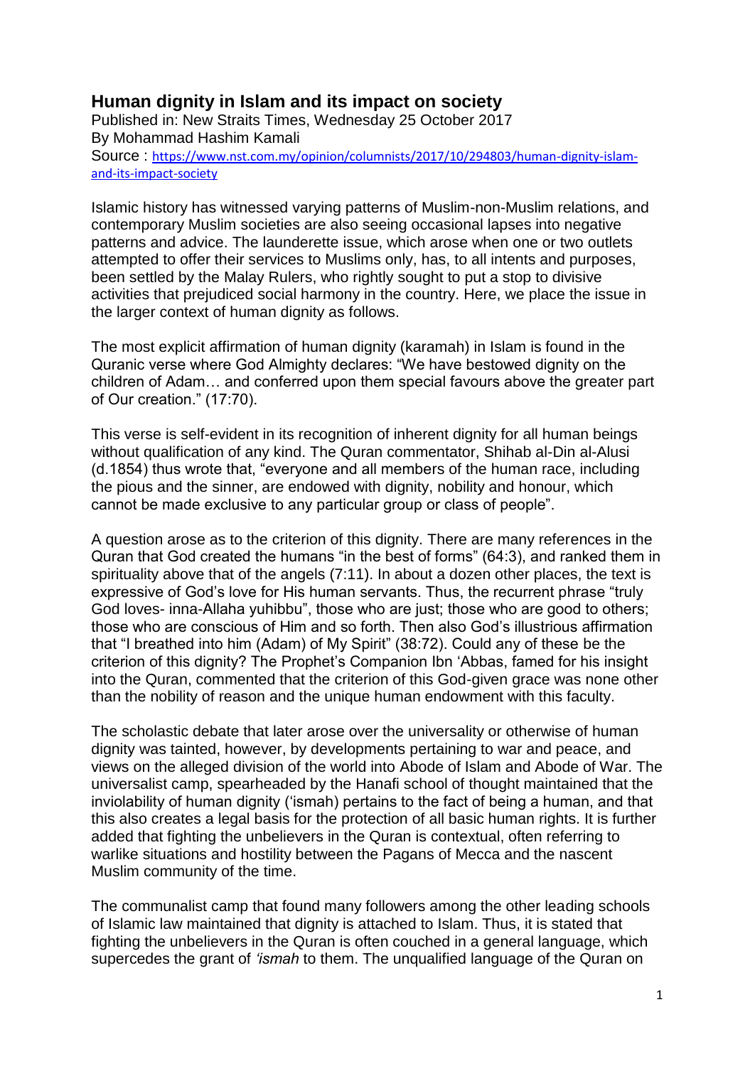# Human dignity in Islam and its impact on society

Published in: New Straits Times, Wednesday 25 October 2017
By Mohammad Hashim Kamali
Source : [https://www.nst.com.my/opinion/columnists/2017/10/294803/human-dignity-islam-and-its-impact-society](https://www.nst.com.my/opinion/columnists/2017/10/294803/human-dignity-islam-and-its-impact-society)

Islamic history has witnessed varying patterns of Muslim-non-Muslim relations, and contemporary Muslim societies are also seeing occasional lapses into negative patterns and advice. The launderette issue, which arose when one or two outlets attempted to offer their services to Muslims only, has, to all intents and purposes, been settled by the Malay Rulers, who rightly sought to put a stop to divisive activities that prejudiced social harmony in the country. Here, we place the issue in the larger context of human dignity as follows.

The most explicit affirmation of human dignity (karamah) in Islam is found in the Quranic verse where God Almighty declares: "We have bestowed dignity on the children of Adam… and conferred upon them special favours above the greater part of Our creation." (17:70).

This verse is self-evident in its recognition of inherent dignity for all human beings without qualification of any kind. The Quran commentator, Shihab al-Din al-Alusi (d.1854) thus wrote that, "everyone and all members of the human race, including the pious and the sinner, are endowed with dignity, nobility and honour, which cannot be made exclusive to any particular group or class of people".

A question arose as to the criterion of this dignity. There are many references in the Quran that God created the humans "in the best of forms" (64:3), and ranked them in spirituality above that of the angels (7:11). In about a dozen other places, the text is expressive of God's love for His human servants. Thus, the recurrent phrase "truly God loves- inna-Allaha yuhibbu", those who are just; those who are good to others; those who are conscious of Him and so forth. Then also God's illustrious affirmation that "I breathed into him (Adam) of My Spirit" (38:72). Could any of these be the criterion of this dignity? The Prophet's Companion Ibn 'Abbas, famed for his insight into the Quran, commented that the criterion of this God-given grace was none other than the nobility of reason and the unique human endowment with this faculty.

The scholastic debate that later arose over the universality or otherwise of human dignity was tainted, however, by developments pertaining to war and peace, and views on the alleged division of the world into Abode of Islam and Abode of War. The universalist camp, spearheaded by the Hanafi school of thought maintained that the inviolability of human dignity ('ismah) pertains to the fact of being a human, and that this also creates a legal basis for the protection of all basic human rights. It is further added that fighting the unbelievers in the Quran is contextual, often referring to warlike situations and hostility between the Pagans of Mecca and the nascent Muslim community of the time.

The communalist camp that found many followers among the other leading schools of Islamic law maintained that dignity is attached to Islam. Thus, it is stated that fighting the unbelievers in the Quran is often couched in a general language, which supercedes the grant of *'ismah* to them. The unqualified language of the Quran on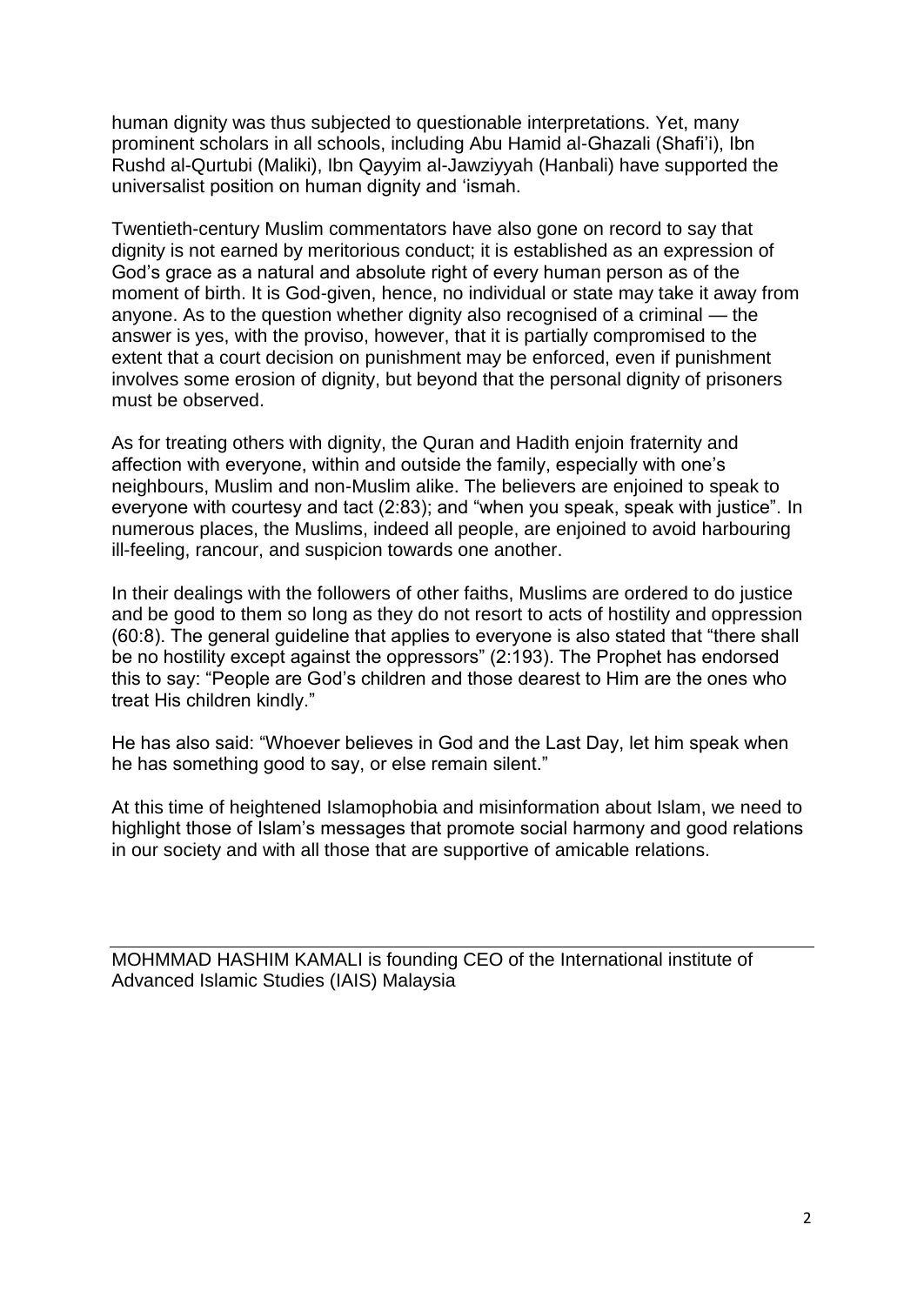human dignity was thus subjected to questionable interpretations. Yet, many prominent scholars in all schools, including Abu Hamid al-Ghazali (Shafi'i), Ibn Rushd al-Qurtubi (Maliki), Ibn Qayyim al-Jawziyyah (Hanbali) have supported the universalist position on human dignity and 'ismah.

Twentieth-century Muslim commentators have also gone on record to say that dignity is not earned by meritorious conduct; it is established as an expression of God's grace as a natural and absolute right of every human person as of the moment of birth. It is God-given, hence, no individual or state may take it away from anyone. As to the question whether dignity also recognised of a criminal — the answer is yes, with the proviso, however, that it is partially compromised to the extent that a court decision on punishment may be enforced, even if punishment involves some erosion of dignity, but beyond that the personal dignity of prisoners must be observed.

As for treating others with dignity, the Quran and Hadith enjoin fraternity and affection with everyone, within and outside the family, especially with one's neighbours, Muslim and non-Muslim alike. The believers are enjoined to speak to everyone with courtesy and tact (2:83); and "when you speak, speak with justice". In numerous places, the Muslims, indeed all people, are enjoined to avoid harbouring ill-feeling, rancour, and suspicion towards one another.

In their dealings with the followers of other faiths, Muslims are ordered to do justice and be good to them so long as they do not resort to acts of hostility and oppression (60:8). The general guideline that applies to everyone is also stated that "there shall be no hostility except against the oppressors" (2:193). The Prophet has endorsed this to say: "People are God's children and those dearest to Him are the ones who treat His children kindly."

He has also said: "Whoever believes in God and the Last Day, let him speak when he has something good to say, or else remain silent."

At this time of heightened Islamophobia and misinformation about Islam, we need to highlight those of Islam's messages that promote social harmony and good relations in our society and with all those that are supportive of amicable relations.

---

MOHMMAD HASHIM KAMALI is founding CEO of the International institute of Advanced Islamic Studies (IAIS) Malaysia